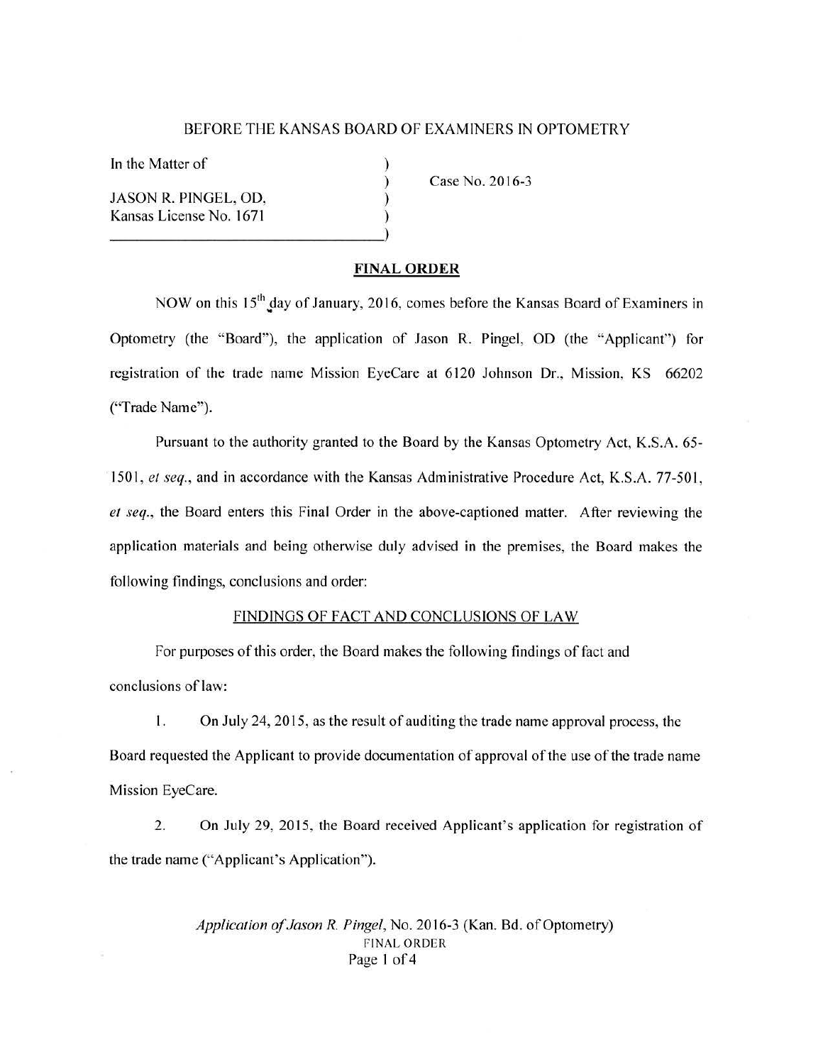BEFORE THE KANSAS BOARD OF EXAMINERS IN OPTOMETRY

In the Matter of

JASON R. PINGEL, OD,
Kansas License No. 1671

Case No. 2016-3

## FINAL ORDER

NOW on this 15th day of January, 2016, comes before the Kansas Board of Examiners in Optometry (the "Board"), the application of Jason R. Pingel, OD (the "Applicant") for registration of the trade name Mission EyeCare at 6120 Johnson Dr., Mission, KS 66202 ("Trade Name").

Pursuant to the authority granted to the Board by the Kansas Optometry Act, K.S.A. 65-1501, *et seq.*, and in accordance with the Kansas Administrative Procedure Act, K.S.A. 77-501, *et seq.*, the Board enters this Final Order in the above-captioned matter. After reviewing the application materials and being otherwise duly advised in the premises, the Board makes the following findings, conclusions and order:

### FINDINGS OF FACT AND CONCLUSIONS OF LAW

For purposes of this order, the Board makes the following findings of fact and conclusions of law:

1. On July 24, 2015, as the result of auditing the trade name approval process, the Board requested the Applicant to provide documentation of approval of the use of the trade name Mission EyeCare.

2. On July 29, 2015, the Board received Applicant's application for registration of the trade name ("Applicant's Application").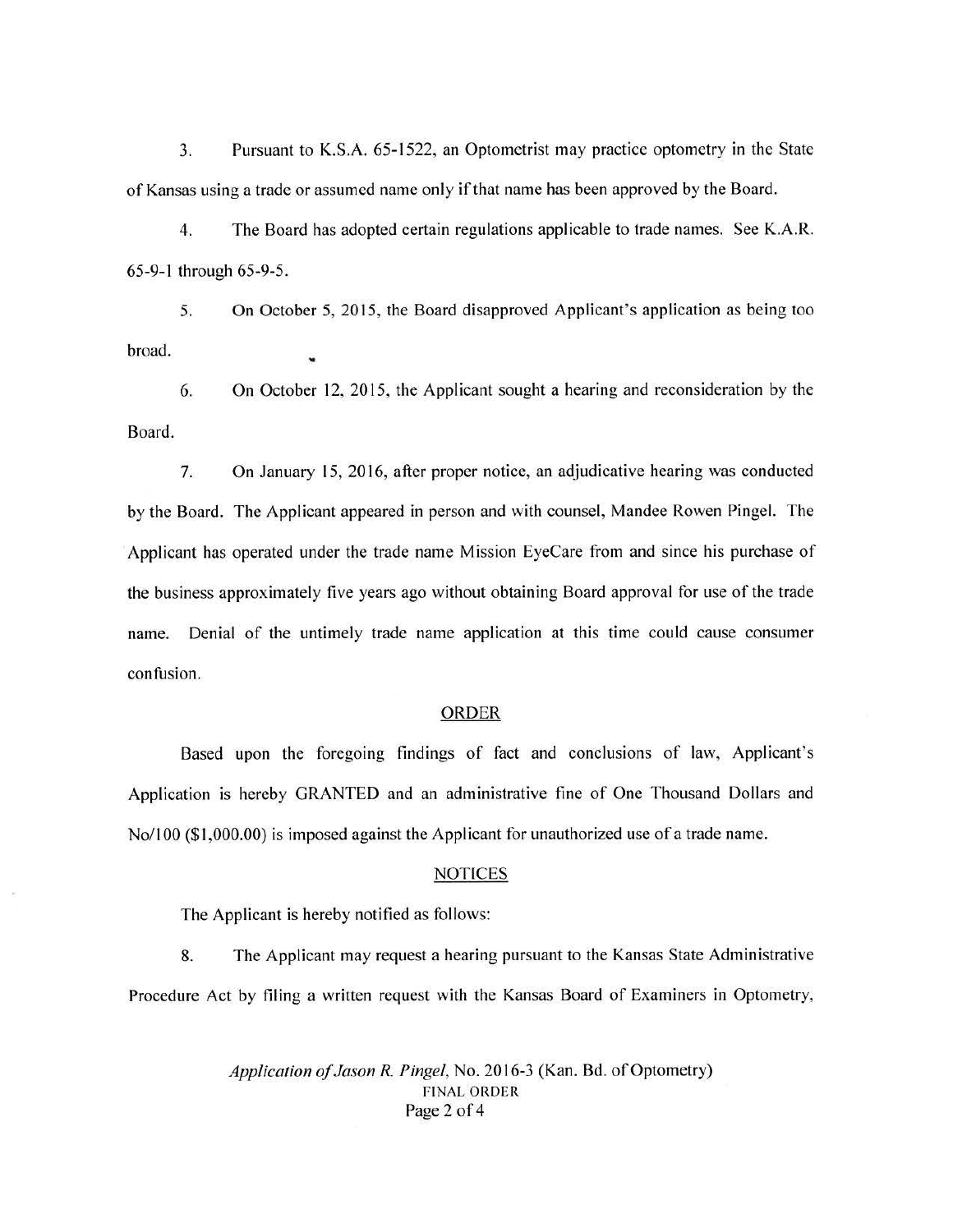3. Pursuant to K.S.A. 65-1522, an Optometrist may practice optometry in the State of Kansas using a trade or assumed name only if that name has been approved by the Board.

4. The Board has adopted certain regulations applicable to trade names. See K.A.R. 65-9-1 through 65-9-5.

5. On October 5, 2015, the Board disapproved Applicant's application as being too broad.

6. On October 12, 2015, the Applicant sought a hearing and reconsideration by the Board.

7. On January 15, 2016, after proper notice, an adjudicative hearing was conducted by the Board. The Applicant appeared in person and with counsel, Mandee Rowen Pingel. The Applicant has operated under the trade name Mission EyeCare from and since his purchase of the business approximately five years ago without obtaining Board approval for use of the trade name. Denial of the untimely trade name application at this time could cause consumer confusion.

## ORDER

Based upon the foregoing findings of fact and conclusions of law, Applicant's Application is hereby GRANTED and an administrative fine of One Thousand Dollars and No/100 ($1,000.00) is imposed against the Applicant for unauthorized use of a trade name.

## NOTICES

The Applicant is hereby notified as follows:

8. The Applicant may request a hearing pursuant to the Kansas State Administrative Procedure Act by filing a written request with the Kansas Board of Examiners in Optometry,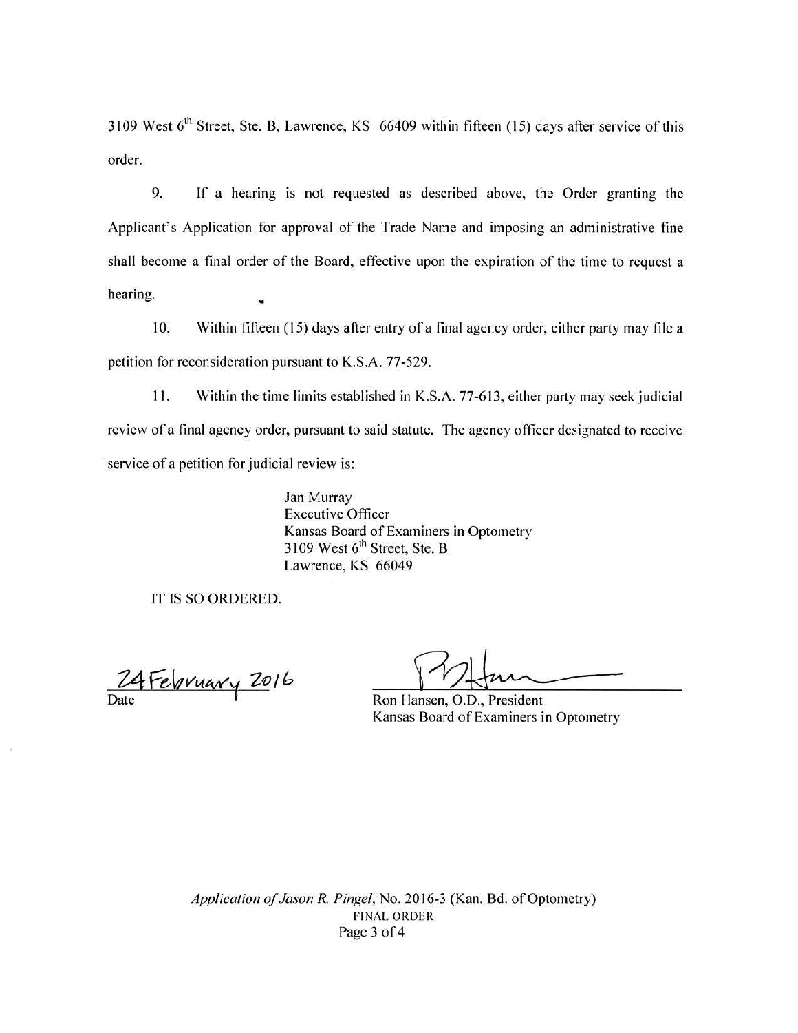3109 West 6th Street, Ste. B, Lawrence, KS 66409 within fifteen (15) days after service of this order.

9. If a hearing is not requested as described above, the Order granting the Applicant's Application for approval of the Trade Name and imposing an administrative fine shall become a final order of the Board, effective upon the expiration of the time to request a hearing.

10. Within fifteen (15) days after entry of a final agency order, either party may file a petition for reconsideration pursuant to K.S.A. 77-529.

11. Within the time limits established in K.S.A. 77-613, either party may seek judicial review of a final agency order, pursuant to said statute. The agency officer designated to receive service of a petition for judicial review is:

> Jan Murray
> Executive Officer
> Kansas Board of Examiners in Optometry
> 3109 West 6th Street, Ste. B
> Lawrence, KS 66049

IT IS SO ORDERED.

24 February 2016
Date

Ron Hansen, O.D., President
Kansas Board of Examiners in Optometry

*Application of Jason R. Pingel*, No. 2016-3 (Kan. Bd. of Optometry)
FINAL ORDER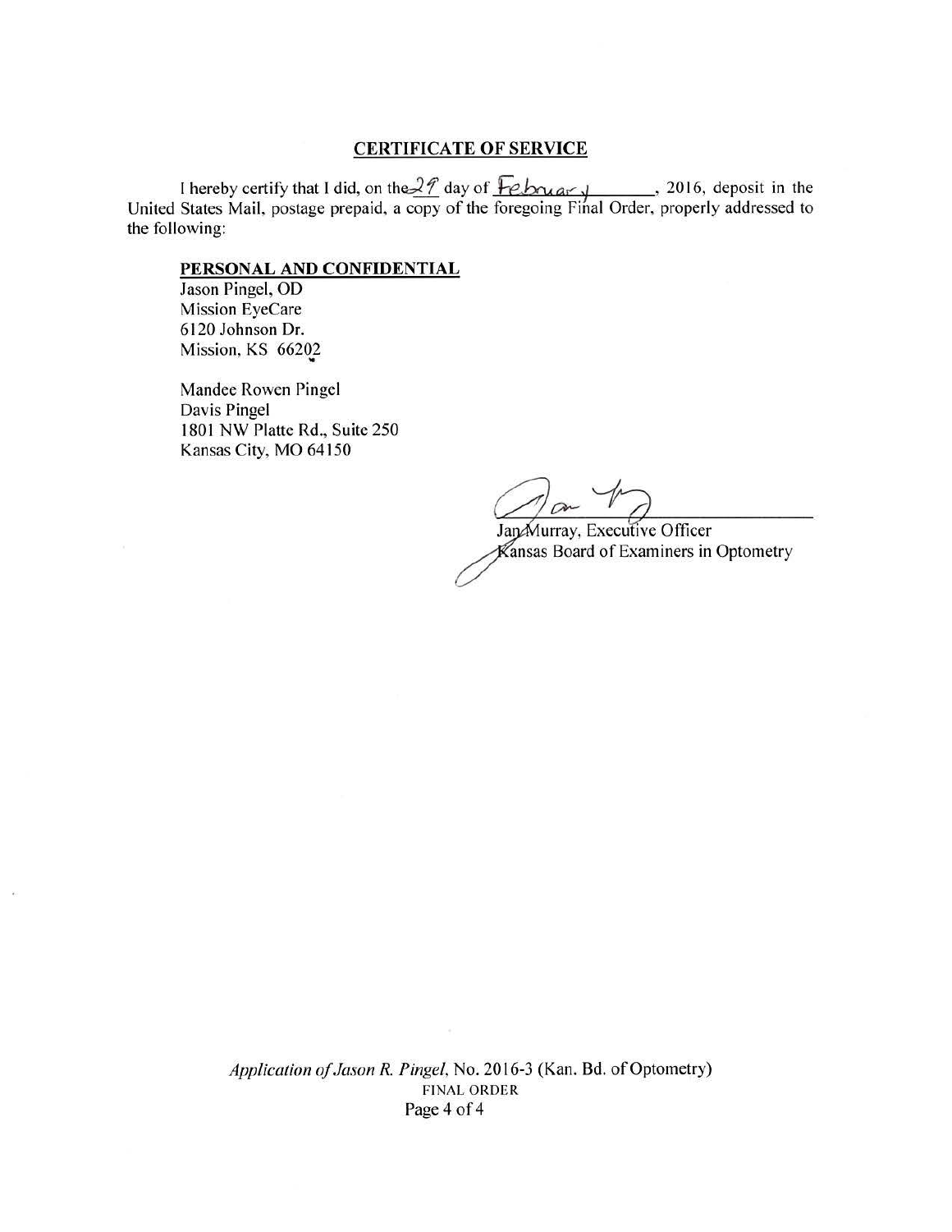## CERTIFICATE OF SERVICE

I hereby certify that I did, on the 29 day of February, 2016, deposit in the United States Mail, postage prepaid, a copy of the foregoing Final Order, properly addressed to the following:

**PERSONAL AND CONFIDENTIAL**
Jason Pingel, OD
Mission EyeCare
6120 Johnson Dr.
Mission, KS 66202

Mandee Rowen Pingel
Davis Pingel
1801 NW Platte Rd., Suite 250
Kansas City, MO 64150

Jan Murray, Executive Officer
Kansas Board of Examiners in Optometry

*Application of Jason R. Pingel*, No. 2016-3 (Kan. Bd. of Optometry)
FINAL ORDER